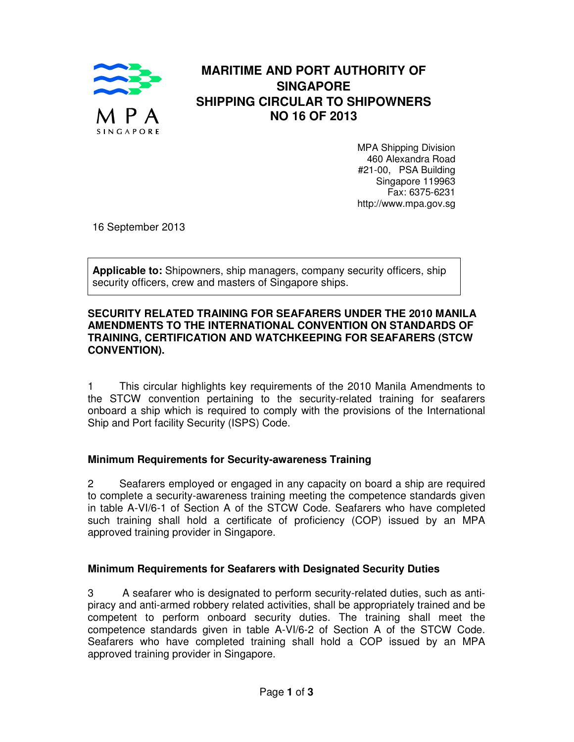# MARITIME AND PORT AUTHORITY OF SINGAPORE
# SHIPPING CIRCULAR TO SHIPOWNERS
# NO 16 OF 2013

MPA Shipping Division
460 Alexandra Road
#21-00, PSA Building
Singapore 119963
Fax: 6375-6231
http://www.mpa.gov.sg

16 September 2013

**Applicable to:** Shipowners, ship managers, company security officers, ship security officers, crew and masters of Singapore ships.

**SECURITY RELATED TRAINING FOR SEAFARERS UNDER THE 2010 MANILA AMENDMENTS TO THE INTERNATIONAL CONVENTION ON STANDARDS OF TRAINING, CERTIFICATION AND WATCHKEEPING FOR SEAFARERS (STCW CONVENTION).**

1 This circular highlights key requirements of the 2010 Manila Amendments to the STCW convention pertaining to the security-related training for seafarers onboard a ship which is required to comply with the provisions of the International Ship and Port facility Security (ISPS) Code.

### Minimum Requirements for Security-awareness Training

2 Seafarers employed or engaged in any capacity on board a ship are required to complete a security-awareness training meeting the competence standards given in table A-VI/6-1 of Section A of the STCW Code. Seafarers who have completed such training shall hold a certificate of proficiency (COP) issued by an MPA approved training provider in Singapore.

### Minimum Requirements for Seafarers with Designated Security Duties

3 A seafarer who is designated to perform security-related duties, such as anti-piracy and anti-armed robbery related activities, shall be appropriately trained and be competent to perform onboard security duties. The training shall meet the competence standards given in table A-VI/6-2 of Section A of the STCW Code. Seafarers who have completed training shall hold a COP issued by an MPA approved training provider in Singapore.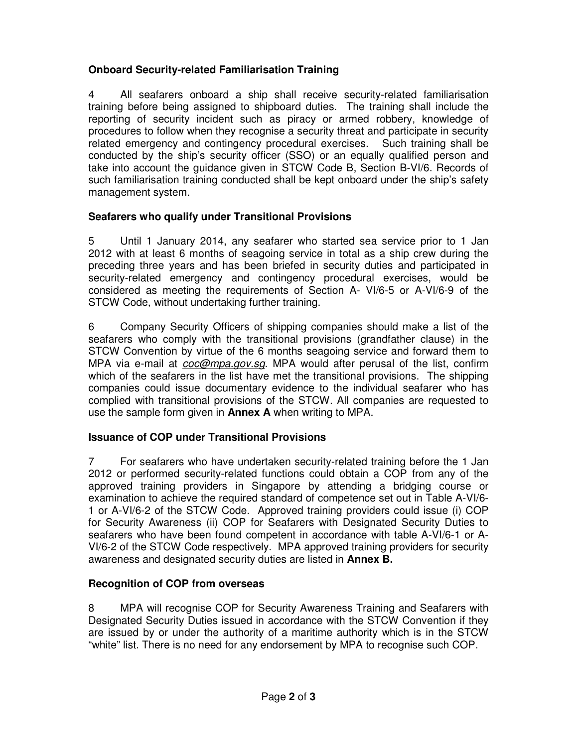### Onboard Security-related Familiarisation Training

4 All seafarers onboard a ship shall receive security-related familiarisation training before being assigned to shipboard duties. The training shall include the reporting of security incident such as piracy or armed robbery, knowledge of procedures to follow when they recognise a security threat and participate in security related emergency and contingency procedural exercises. Such training shall be conducted by the ship's security officer (SSO) or an equally qualified person and take into account the guidance given in STCW Code B, Section B-VI/6. Records of such familiarisation training conducted shall be kept onboard under the ship's safety management system.

### Seafarers who qualify under Transitional Provisions

5 Until 1 January 2014, any seafarer who started sea service prior to 1 Jan 2012 with at least 6 months of seagoing service in total as a ship crew during the preceding three years and has been briefed in security duties and participated in security-related emergency and contingency procedural exercises, would be considered as meeting the requirements of Section A- VI/6-5 or A-VI/6-9 of the STCW Code, without undertaking further training.

6 Company Security Officers of shipping companies should make a list of the seafarers who comply with the transitional provisions (grandfather clause) in the STCW Convention by virtue of the 6 months seagoing service and forward them to MPA via e-mail at *coc@mpa.gov.sg*. MPA would after perusal of the list, confirm which of the seafarers in the list have met the transitional provisions. The shipping companies could issue documentary evidence to the individual seafarer who has complied with transitional provisions of the STCW. All companies are requested to use the sample form given in **Annex A** when writing to MPA.

### Issuance of COP under Transitional Provisions

7 For seafarers who have undertaken security-related training before the 1 Jan 2012 or performed security-related functions could obtain a COP from any of the approved training providers in Singapore by attending a bridging course or examination to achieve the required standard of competence set out in Table A-VI/6-1 or A-VI/6-2 of the STCW Code. Approved training providers could issue (i) COP for Security Awareness (ii) COP for Seafarers with Designated Security Duties to seafarers who have been found competent in accordance with table A-VI/6-1 or A-VI/6-2 of the STCW Code respectively. MPA approved training providers for security awareness and designated security duties are listed in **Annex B.**

### Recognition of COP from overseas

8 MPA will recognise COP for Security Awareness Training and Seafarers with Designated Security Duties issued in accordance with the STCW Convention if they are issued by or under the authority of a maritime authority which is in the STCW "white" list. There is no need for any endorsement by MPA to recognise such COP.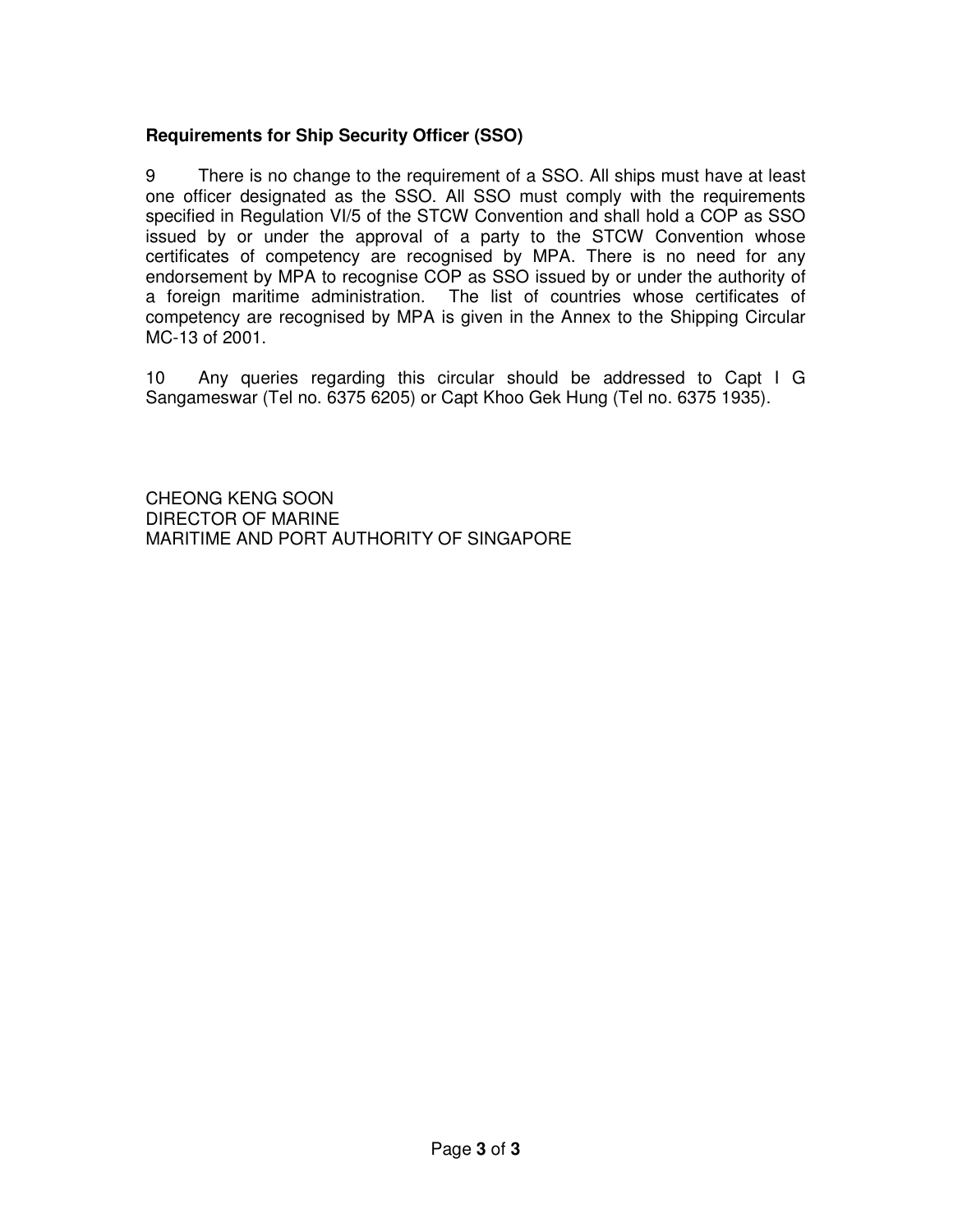**Requirements for Ship Security Officer (SSO)**

9 There is no change to the requirement of a SSO. All ships must have at least one officer designated as the SSO. All SSO must comply with the requirements specified in Regulation VI/5 of the STCW Convention and shall hold a COP as SSO issued by or under the approval of a party to the STCW Convention whose certificates of competency are recognised by MPA. There is no need for any endorsement by MPA to recognise COP as SSO issued by or under the authority of a foreign maritime administration. The list of countries whose certificates of competency are recognised by MPA is given in the Annex to the Shipping Circular MC-13 of 2001.

10 Any queries regarding this circular should be addressed to Capt I G Sangameswar (Tel no. 6375 6205) or Capt Khoo Gek Hung (Tel no. 6375 1935).

CHEONG KENG SOON
DIRECTOR OF MARINE
MARITIME AND PORT AUTHORITY OF SINGAPORE